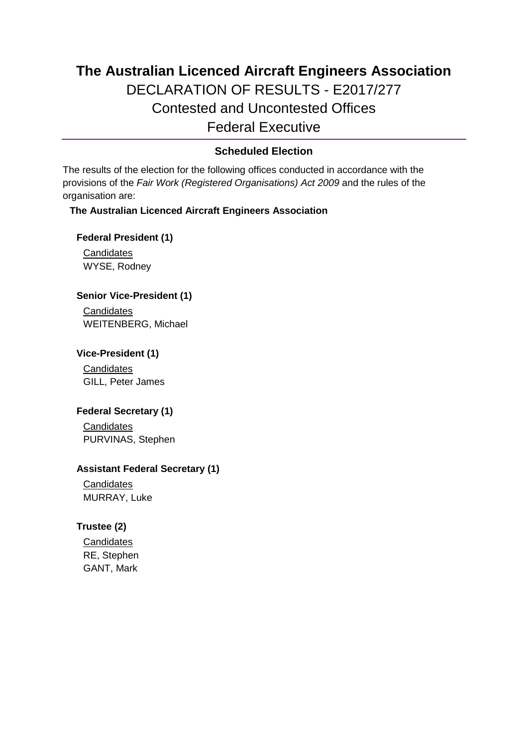# The Australian Licenced Aircraft Engineers Association

## DECLARATION OF RESULTS - E2017/277

## Contested and Uncontested Offices

## Federal Executive

---

### Scheduled Election

The results of the election for the following offices conducted in accordance with the provisions of the *Fair Work (Registered Organisations) Act 2009* and the rules of the organisation are:

**The Australian Licenced Aircraft Engineers Association**

**Federal President (1)**

Candidates
WYSE, Rodney

**Senior Vice-President (1)**

Candidates
WEITENBERG, Michael

**Vice-President (1)**

Candidates
GILL, Peter James

**Federal Secretary (1)**

Candidates
PURVINAS, Stephen

**Assistant Federal Secretary (1)**

Candidates
MURRAY, Luke

**Trustee (2)**

Candidates
RE, Stephen
GANT, Mark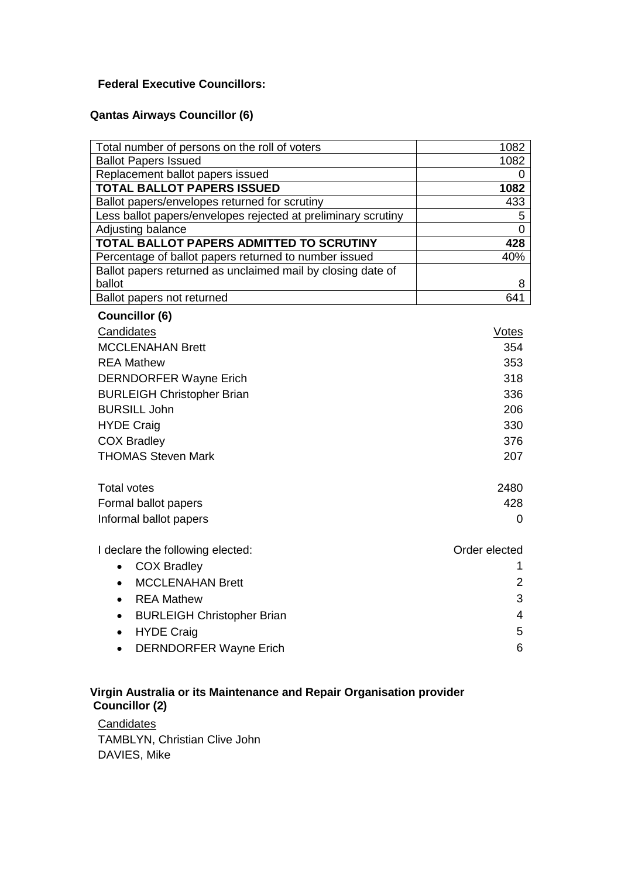**Federal Executive Councillors:**

**Qantas Airways Councillor (6)**

| | |
|---|---|
| Total number of persons on the roll of voters | 1082 |
| Ballot Papers Issued | 1082 |
| Replacement ballot papers issued | 0 |
| **TOTAL BALLOT PAPERS ISSUED** | **1082** |
| Ballot papers/envelopes returned for scrutiny | 433 |
| Less ballot papers/envelopes rejected at preliminary scrutiny | 5 |
| Adjusting balance | 0 |
| **TOTAL BALLOT PAPERS ADMITTED TO SCRUTINY** | **428** |
| Percentage of ballot papers returned to number issued | 40% |
| Ballot papers returned as unclaimed mail by closing date of ballot | 8 |
| Ballot papers not returned | 641 |

**Councillor (6)**

| Candidates | Votes |
|---|---|
| MCCLENAHAN Brett | 354 |
| REA Mathew | 353 |
| DERNDORFER Wayne Erich | 318 |
| BURLEIGH Christopher Brian | 336 |
| BURSILL John | 206 |
| HYDE Craig | 330 |
| COX Bradley | 376 |
| THOMAS Steven Mark | 207 |

| | |
|---|---|
| Total votes | 2480 |
| Formal ballot papers | 428 |
| Informal ballot papers | 0 |

| I declare the following elected: | Order elected |
|---|---|
| COX Bradley | 1 |
| MCCLENAHAN Brett | 2 |
| REA Mathew | 3 |
| BURLEIGH Christopher Brian | 4 |
| HYDE Craig | 5 |
| DERNDORFER Wayne Erich | 6 |

**Virgin Australia or its Maintenance and Repair Organisation provider Councillor (2)**

Candidates

TAMBLYN, Christian Clive John

DAVIES, Mike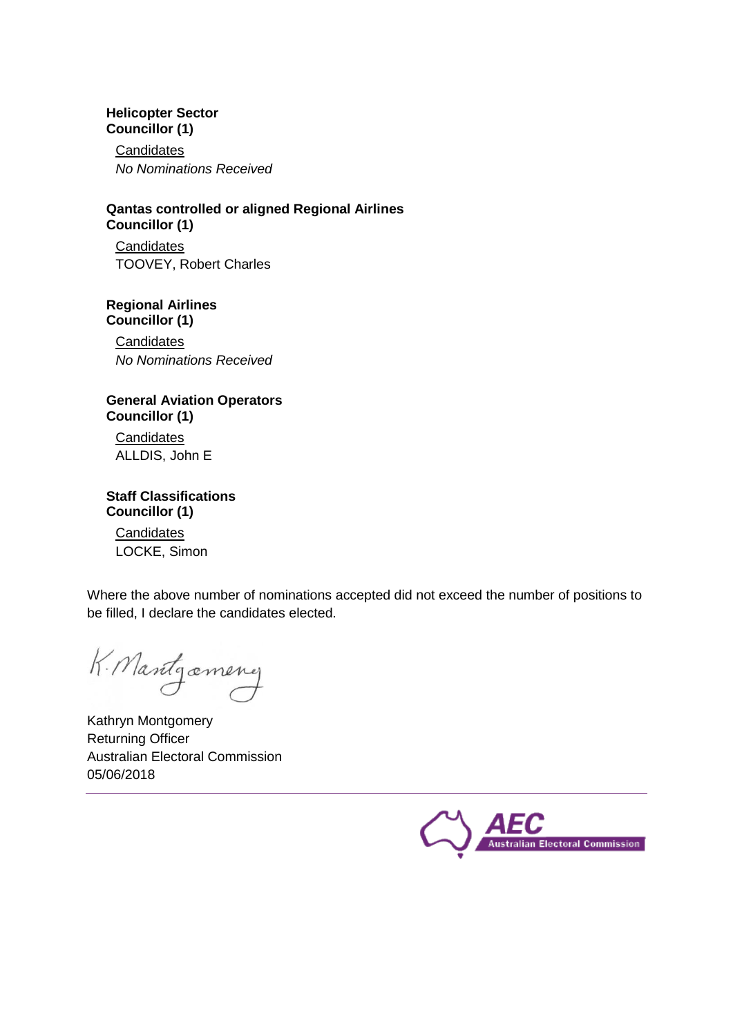**Helicopter Sector**
**Councillor (1)**

Candidates
*No Nominations Received*

**Qantas controlled or aligned Regional Airlines**
**Councillor (1)**

Candidates
TOOVEY, Robert Charles

**Regional Airlines**
**Councillor (1)**

Candidates
*No Nominations Received*

**General Aviation Operators**
**Councillor (1)**

Candidates
ALLDIS, John E

**Staff Classifications**
**Councillor (1)**

Candidates
LOCKE, Simon

Where the above number of nominations accepted did not exceed the number of positions to be filled, I declare the candidates elected.

Kathryn Montgomery
Returning Officer
Australian Electoral Commission
05/06/2018